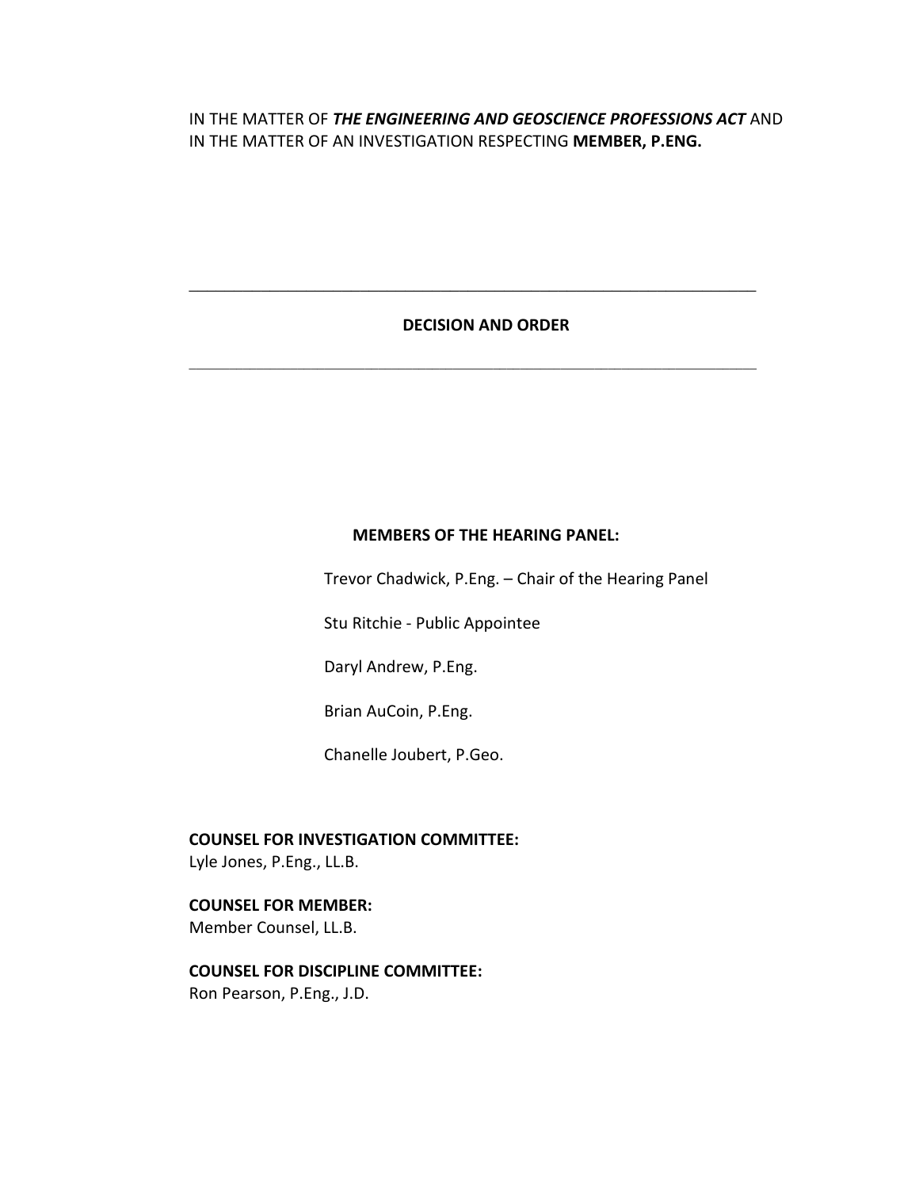IN THE MATTER OF ***THE ENGINEERING AND GEOSCIENCE PROFESSIONS ACT*** AND IN THE MATTER OF AN INVESTIGATION RESPECTING **MEMBER, P.ENG.**

---

**DECISION AND ORDER**

---

**MEMBERS OF THE HEARING PANEL:**

Trevor Chadwick, P.Eng. – Chair of the Hearing Panel

Stu Ritchie - Public Appointee

Daryl Andrew, P.Eng.

Brian AuCoin, P.Eng.

Chanelle Joubert, P.Geo.

**COUNSEL FOR INVESTIGATION COMMITTEE:**
Lyle Jones, P.Eng., LL.B.

**COUNSEL FOR MEMBER:**
Member Counsel, LL.B.

**COUNSEL FOR DISCIPLINE COMMITTEE:**
Ron Pearson, P.Eng., J.D.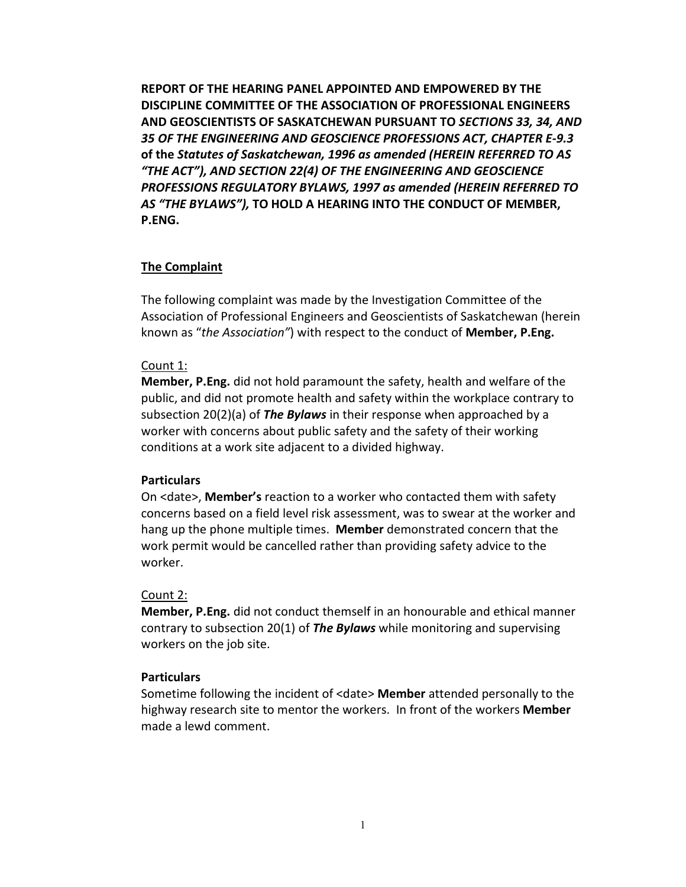**REPORT OF THE HEARING PANEL APPOINTED AND EMPOWERED BY THE DISCIPLINE COMMITTEE OF THE ASSOCIATION OF PROFESSIONAL ENGINEERS AND GEOSCIENTISTS OF SASKATCHEWAN PURSUANT TO *SECTIONS 33, 34, AND 35 OF THE ENGINEERING AND GEOSCIENCE PROFESSIONS ACT, CHAPTER E-9.3* of the *Statutes of Saskatchewan, 1996 as amended (HEREIN REFERRED TO AS "THE ACT"), AND SECTION 22(4) OF THE ENGINEERING AND GEOSCIENCE PROFESSIONS REGULATORY BYLAWS, 1997 as amended (HEREIN REFERRED TO AS "THE BYLAWS"),* TO HOLD A HEARING INTO THE CONDUCT OF MEMBER, P.ENG.**

## The Complaint

The following complaint was made by the Investigation Committee of the Association of Professional Engineers and Geoscientists of Saskatchewan (herein known as "*the Association"*) with respect to the conduct of **Member, P.Eng.**

Count 1:

**Member, P.Eng.** did not hold paramount the safety, health and welfare of the public, and did not promote health and safety within the workplace contrary to subsection 20(2)(a) of ***The Bylaws*** in their response when approached by a worker with concerns about public safety and the safety of their working conditions at a work site adjacent to a divided highway.

**Particulars**

On <date>, **Member's** reaction to a worker who contacted them with safety concerns based on a field level risk assessment, was to swear at the worker and hang up the phone multiple times. **Member** demonstrated concern that the work permit would be cancelled rather than providing safety advice to the worker.

Count 2:

**Member, P.Eng.** did not conduct themself in an honourable and ethical manner contrary to subsection 20(1) of ***The Bylaws*** while monitoring and supervising workers on the job site.

**Particulars**

Sometime following the incident of <date> **Member** attended personally to the highway research site to mentor the workers. In front of the workers **Member** made a lewd comment.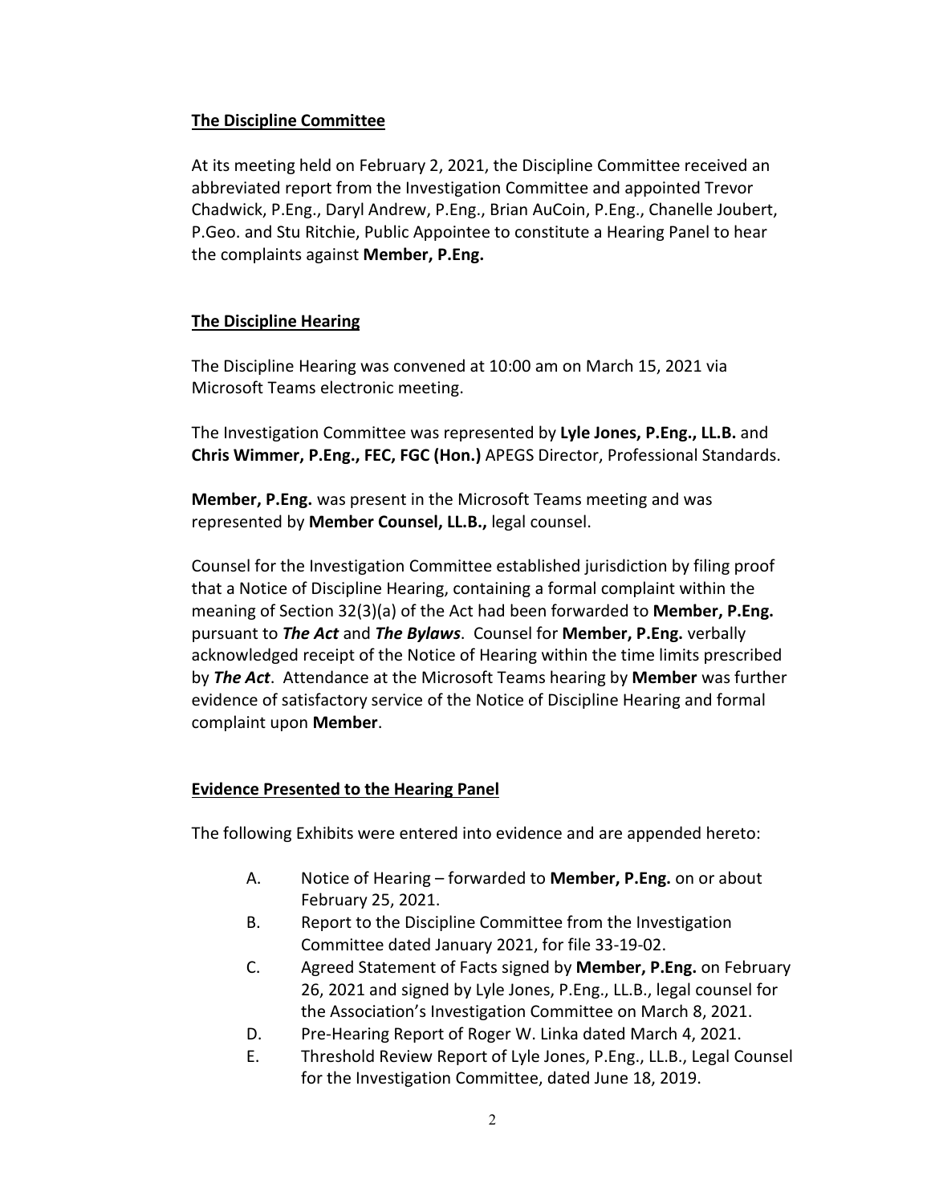**The Discipline Committee**

At its meeting held on February 2, 2021, the Discipline Committee received an abbreviated report from the Investigation Committee and appointed Trevor Chadwick, P.Eng., Daryl Andrew, P.Eng., Brian AuCoin, P.Eng., Chanelle Joubert, P.Geo. and Stu Ritchie, Public Appointee to constitute a Hearing Panel to hear the complaints against **Member, P.Eng.**

**The Discipline Hearing**

The Discipline Hearing was convened at 10:00 am on March 15, 2021 via Microsoft Teams electronic meeting.

The Investigation Committee was represented by **Lyle Jones, P.Eng., LL.B.** and **Chris Wimmer, P.Eng., FEC, FGC (Hon.)** APEGS Director, Professional Standards.

**Member, P.Eng.** was present in the Microsoft Teams meeting and was represented by **Member Counsel, LL.B.,** legal counsel.

Counsel for the Investigation Committee established jurisdiction by filing proof that a Notice of Discipline Hearing, containing a formal complaint within the meaning of Section 32(3)(a) of the Act had been forwarded to **Member, P.Eng.** pursuant to ***The Act*** and ***The Bylaws***. Counsel for **Member, P.Eng.** verbally acknowledged receipt of the Notice of Hearing within the time limits prescribed by ***The Act***. Attendance at the Microsoft Teams hearing by **Member** was further evidence of satisfactory service of the Notice of Discipline Hearing and formal complaint upon **Member**.

**Evidence Presented to the Hearing Panel**

The following Exhibits were entered into evidence and are appended hereto:

A. Notice of Hearing – forwarded to **Member, P.Eng.** on or about February 25, 2021.

B. Report to the Discipline Committee from the Investigation Committee dated January 2021, for file 33-19-02.

C. Agreed Statement of Facts signed by **Member, P.Eng.** on February 26, 2021 and signed by Lyle Jones, P.Eng., LL.B., legal counsel for the Association's Investigation Committee on March 8, 2021.

D. Pre-Hearing Report of Roger W. Linka dated March 4, 2021.

E. Threshold Review Report of Lyle Jones, P.Eng., LL.B., Legal Counsel for the Investigation Committee, dated June 18, 2019.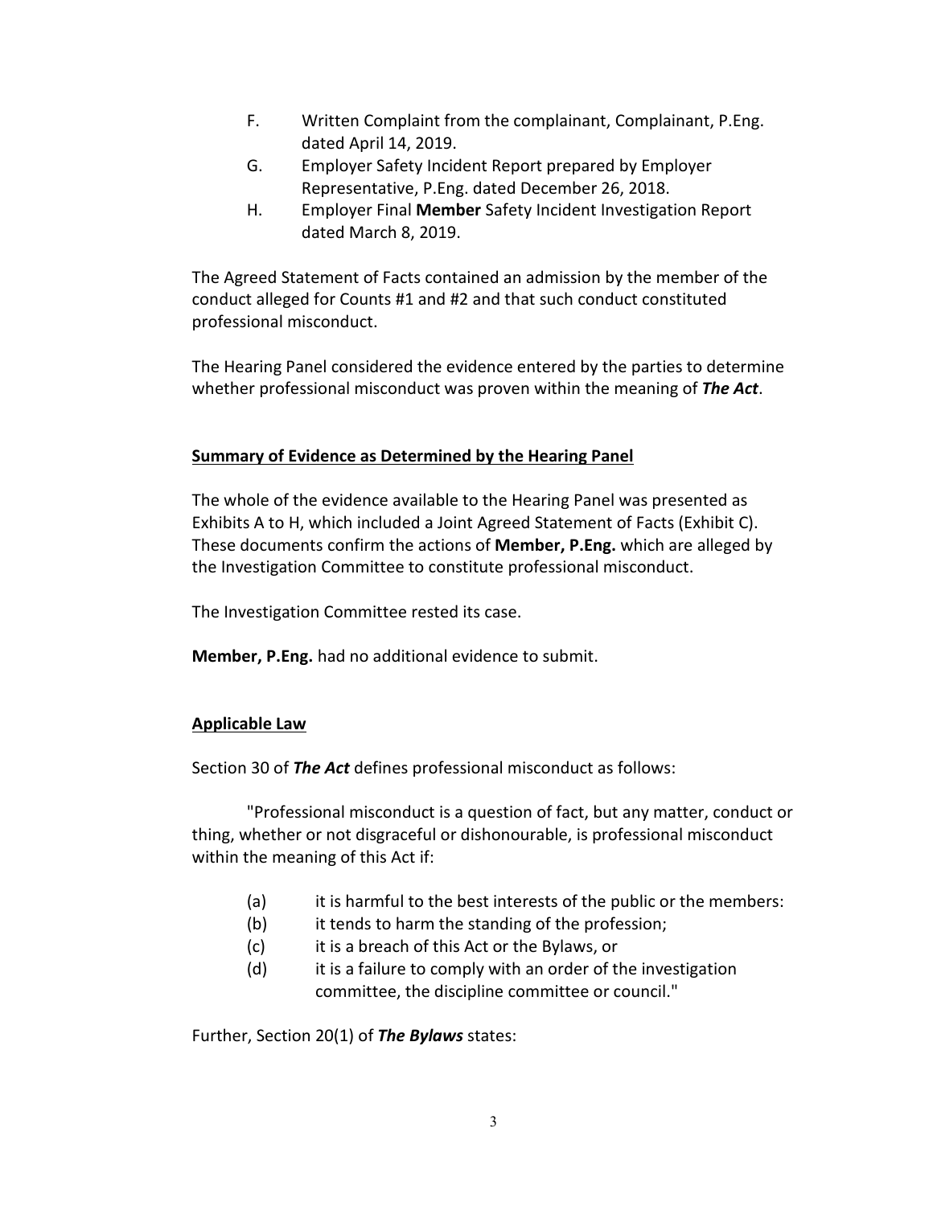F. Written Complaint from the complainant, Complainant, P.Eng. dated April 14, 2019.

G. Employer Safety Incident Report prepared by Employer Representative, P.Eng. dated December 26, 2018.

H. Employer Final **Member** Safety Incident Investigation Report dated March 8, 2019.

The Agreed Statement of Facts contained an admission by the member of the conduct alleged for Counts #1 and #2 and that such conduct constituted professional misconduct.

The Hearing Panel considered the evidence entered by the parties to determine whether professional misconduct was proven within the meaning of ***The Act***.

## Summary of Evidence as Determined by the Hearing Panel

The whole of the evidence available to the Hearing Panel was presented as Exhibits A to H, which included a Joint Agreed Statement of Facts (Exhibit C). These documents confirm the actions of **Member, P.Eng.** which are alleged by the Investigation Committee to constitute professional misconduct.

The Investigation Committee rested its case.

**Member, P.Eng.** had no additional evidence to submit.

## Applicable Law

Section 30 of ***The Act*** defines professional misconduct as follows:

"Professional misconduct is a question of fact, but any matter, conduct or thing, whether or not disgraceful or dishonourable, is professional misconduct within the meaning of this Act if:

- (a) it is harmful to the best interests of the public or the members:
- (b) it tends to harm the standing of the profession;
- (c) it is a breach of this Act or the Bylaws, or
- (d) it is a failure to comply with an order of the investigation committee, the discipline committee or council."

Further, Section 20(1) of ***The Bylaws*** states: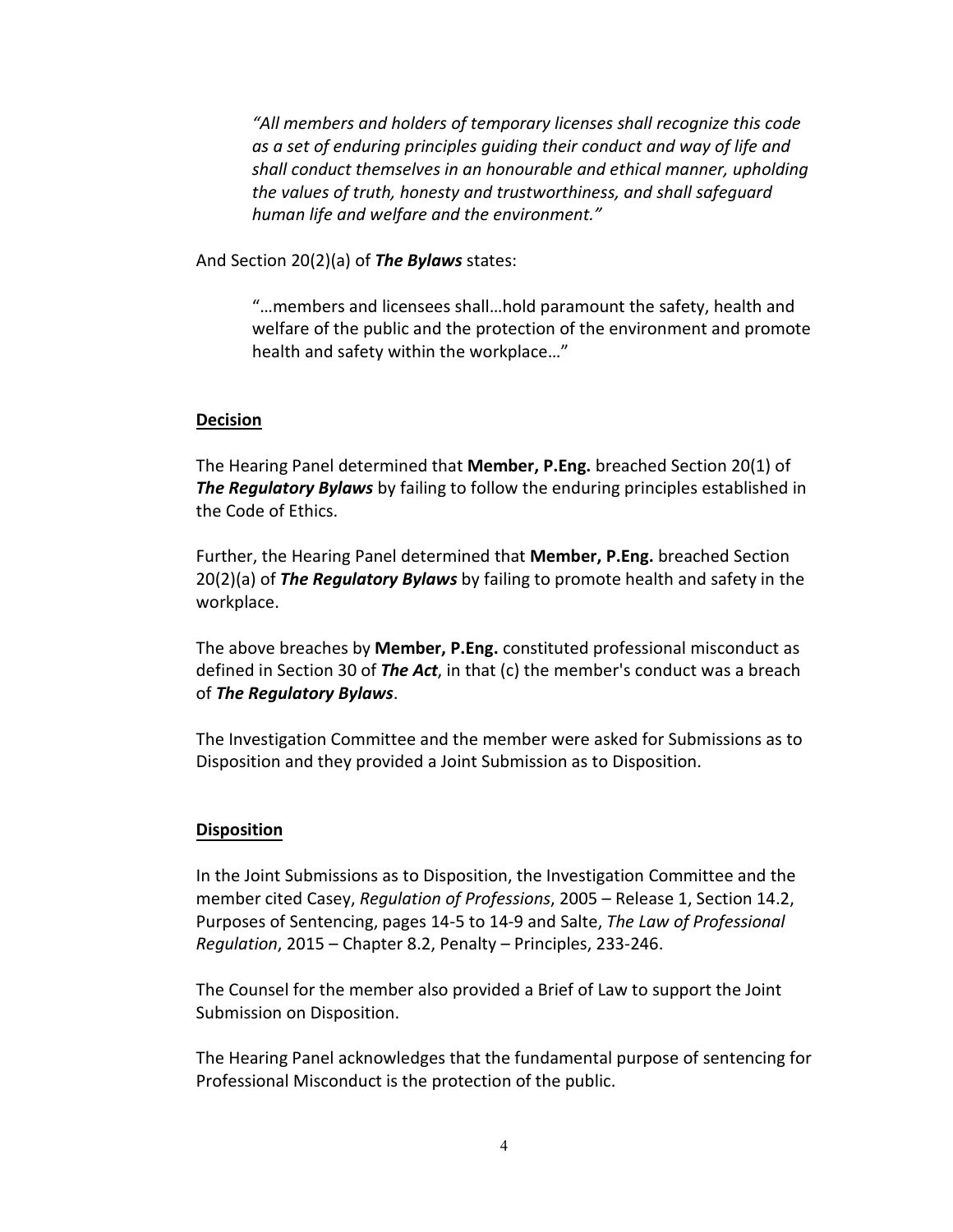> *"All members and holders of temporary licenses shall recognize this code as a set of enduring principles guiding their conduct and way of life and shall conduct themselves in an honourable and ethical manner, upholding the values of truth, honesty and trustworthiness, and shall safeguard human life and welfare and the environment."*

And Section 20(2)(a) of ***The Bylaws*** states:

> "…members and licensees shall…hold paramount the safety, health and welfare of the public and the protection of the environment and promote health and safety within the workplace…"

**Decision**

The Hearing Panel determined that **Member, P.Eng.** breached Section 20(1) of ***The Regulatory Bylaws*** by failing to follow the enduring principles established in the Code of Ethics.

Further, the Hearing Panel determined that **Member, P.Eng.** breached Section 20(2)(a) of ***The Regulatory Bylaws*** by failing to promote health and safety in the workplace.

The above breaches by **Member, P.Eng.** constituted professional misconduct as defined in Section 30 of ***The Act***, in that (c) the member's conduct was a breach of ***The Regulatory Bylaws***.

The Investigation Committee and the member were asked for Submissions as to Disposition and they provided a Joint Submission as to Disposition.

**Disposition**

In the Joint Submissions as to Disposition, the Investigation Committee and the member cited Casey, *Regulation of Professions*, 2005 – Release 1, Section 14.2, Purposes of Sentencing, pages 14-5 to 14-9 and Salte, *The Law of Professional Regulation*, 2015 – Chapter 8.2, Penalty – Principles, 233-246.

The Counsel for the member also provided a Brief of Law to support the Joint Submission on Disposition.

The Hearing Panel acknowledges that the fundamental purpose of sentencing for Professional Misconduct is the protection of the public.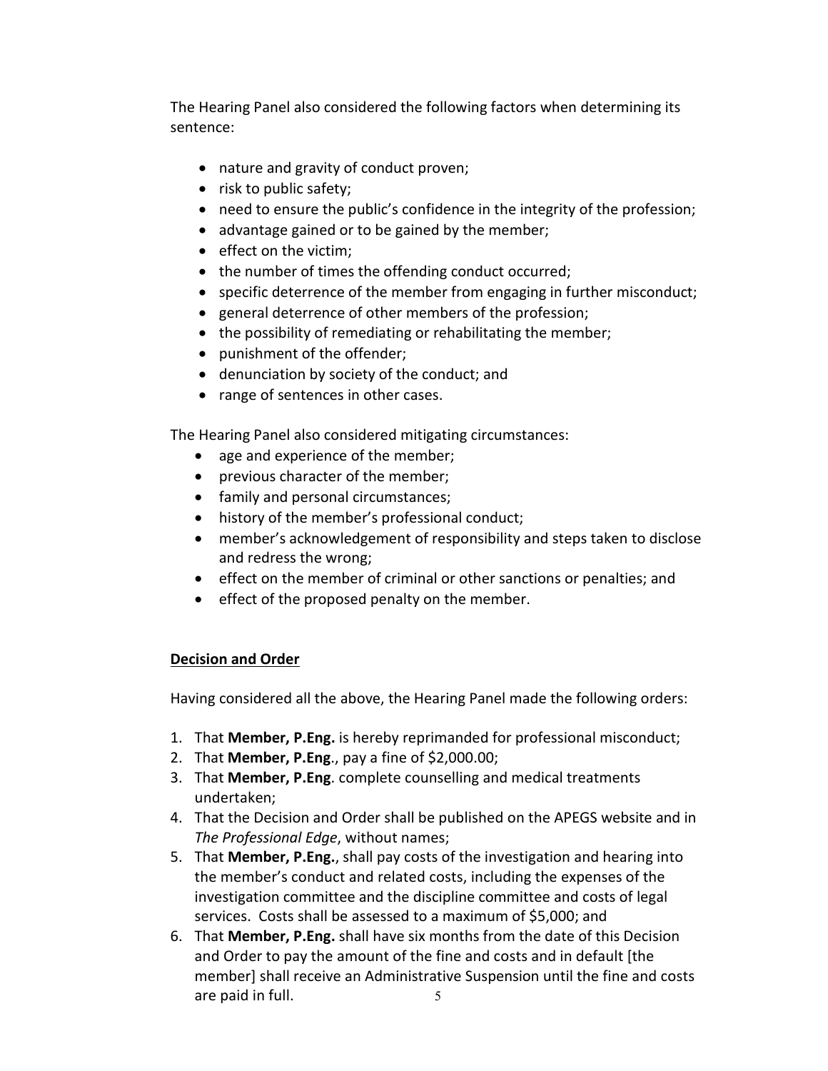The Hearing Panel also considered the following factors when determining its sentence:

- nature and gravity of conduct proven;
- risk to public safety;
- need to ensure the public's confidence in the integrity of the profession;
- advantage gained or to be gained by the member;
- effect on the victim;
- the number of times the offending conduct occurred;
- specific deterrence of the member from engaging in further misconduct;
- general deterrence of other members of the profession;
- the possibility of remediating or rehabilitating the member;
- punishment of the offender;
- denunciation by society of the conduct; and
- range of sentences in other cases.

The Hearing Panel also considered mitigating circumstances:

- age and experience of the member;
- previous character of the member;
- family and personal circumstances;
- history of the member's professional conduct;
- member's acknowledgement of responsibility and steps taken to disclose and redress the wrong;
- effect on the member of criminal or other sanctions or penalties; and
- effect of the proposed penalty on the member.

## Decision and Order

Having considered all the above, the Hearing Panel made the following orders:

1. That **Member, P.Eng.** is hereby reprimanded for professional misconduct;
2. That **Member, P.Eng**., pay a fine of $2,000.00;
3. That **Member, P.Eng**. complete counselling and medical treatments undertaken;
4. That the Decision and Order shall be published on the APEGS website and in *The Professional Edge*, without names;
5. That **Member, P.Eng.**, shall pay costs of the investigation and hearing into the member's conduct and related costs, including the expenses of the investigation committee and the discipline committee and costs of legal services. Costs shall be assessed to a maximum of $5,000; and
6. That **Member, P.Eng.** shall have six months from the date of this Decision and Order to pay the amount of the fine and costs and in default [the member] shall receive an Administrative Suspension until the fine and costs are paid in full.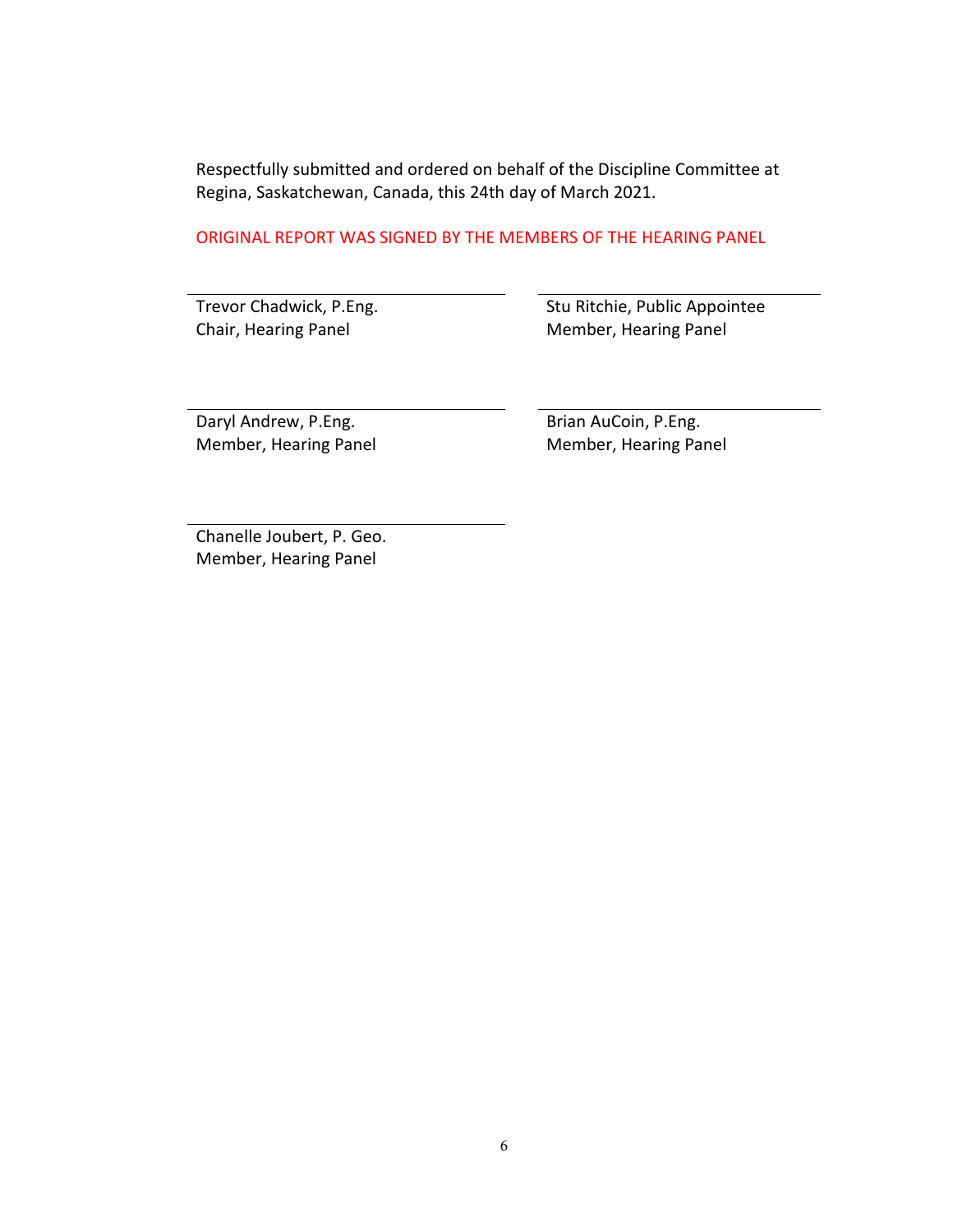Respectfully submitted and ordered on behalf of the Discipline Committee at Regina, Saskatchewan, Canada, this 24th day of March 2021.

ORIGINAL REPORT WAS SIGNED BY THE MEMBERS OF THE HEARING PANEL

Trevor Chadwick, P.Eng.
Chair, Hearing Panel

Stu Ritchie, Public Appointee
Member, Hearing Panel

Daryl Andrew, P.Eng.
Member, Hearing Panel

Brian AuCoin, P.Eng.
Member, Hearing Panel

Chanelle Joubert, P. Geo.
Member, Hearing Panel